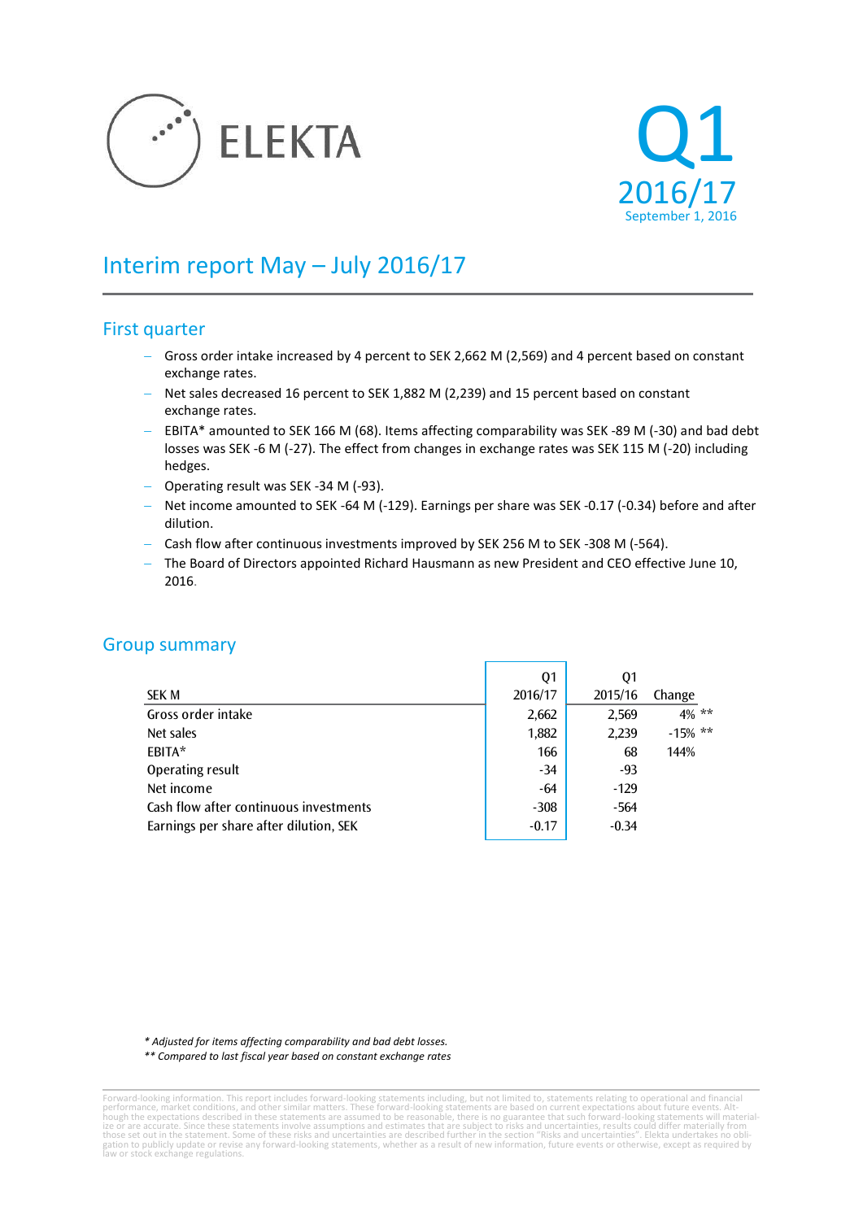ELEKTA

# Q1
2016/17
September 1, 2016

# Interim report May – July 2016/17

## First quarter

- Gross order intake increased by 4 percent to SEK 2,662 M (2,569) and 4 percent based on constant exchange rates.
- Net sales decreased 16 percent to SEK 1,882 M (2,239) and 15 percent based on constant exchange rates.
- EBITA* amounted to SEK 166 M (68). Items affecting comparability was SEK -89 M (-30) and bad debt losses was SEK -6 M (-27). The effect from changes in exchange rates was SEK 115 M (-20) including hedges.
- Operating result was SEK -34 M (-93).
- Net income amounted to SEK -64 M (-129). Earnings per share was SEK -0.17 (-0.34) before and after dilution.
- Cash flow after continuous investments improved by SEK 256 M to SEK -308 M (-564).
- The Board of Directors appointed Richard Hausmann as new President and CEO effective June 10, 2016.

## Group summary

| SEK M | Q1 2016/17 | Q1 2015/16 | Change |
|---|---|---|---|
| Gross order intake | 2,662 | 2,569 | 4% ** |
| Net sales | 1,882 | 2,239 | -15% ** |
| EBITA* | 166 | 68 | 144% |
| Operating result | -34 | -93 | |
| Net income | -64 | -129 | |
| Cash flow after continuous investments | -308 | -564 | |
| Earnings per share after dilution, SEK | -0.17 | -0.34 | |

*\* Adjusted for items affecting comparability and bad debt losses.*

*\*\* Compared to last fiscal year based on constant exchange rates*

Forward-looking information. This report includes forward-looking statements including, but not limited to, statements relating to operational and financial performance, market conditions, and other similar matters. These forward-looking statements are based on current expectations about future events. Although the expectations described in these statements are assumed to be reasonable, there is no guarantee that such forward-looking statements will materialize or are accurate. Since these statements involve assumptions and estimates that are subject to risks and uncertainties, results could differ materially from those set out in the statement. Some of these risks and uncertainties are described further in the section "Risks and uncertainties". Elekta undertakes no obligation to publicly update or revise any forward-looking statements, whether as a result of new information, future events or otherwise, except as required by law or stock exchange regulations.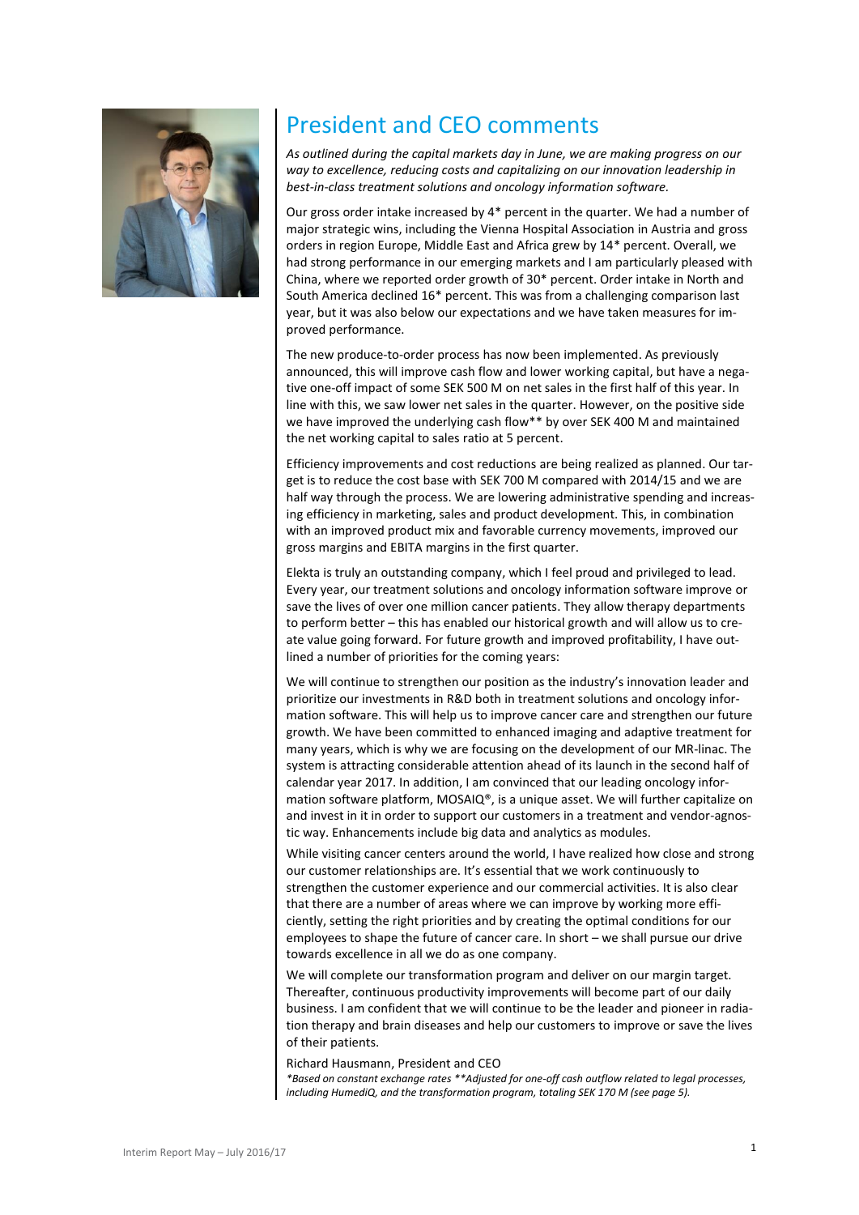# President and CEO comments

*As outlined during the capital markets day in June, we are making progress on our way to excellence, reducing costs and capitalizing on our innovation leadership in best-in-class treatment solutions and oncology information software.*

Our gross order intake increased by 4* percent in the quarter. We had a number of major strategic wins, including the Vienna Hospital Association in Austria and gross orders in region Europe, Middle East and Africa grew by 14* percent. Overall, we had strong performance in our emerging markets and I am particularly pleased with China, where we reported order growth of 30* percent. Order intake in North and South America declined 16* percent. This was from a challenging comparison last year, but it was also below our expectations and we have taken measures for improved performance.

The new produce-to-order process has now been implemented. As previously announced, this will improve cash flow and lower working capital, but have a negative one-off impact of some SEK 500 M on net sales in the first half of this year. In line with this, we saw lower net sales in the quarter. However, on the positive side we have improved the underlying cash flow** by over SEK 400 M and maintained the net working capital to sales ratio at 5 percent.

Efficiency improvements and cost reductions are being realized as planned. Our target is to reduce the cost base with SEK 700 M compared with 2014/15 and we are half way through the process. We are lowering administrative spending and increasing efficiency in marketing, sales and product development. This, in combination with an improved product mix and favorable currency movements, improved our gross margins and EBITA margins in the first quarter.

Elekta is truly an outstanding company, which I feel proud and privileged to lead. Every year, our treatment solutions and oncology information software improve or save the lives of over one million cancer patients. They allow therapy departments to perform better – this has enabled our historical growth and will allow us to create value going forward. For future growth and improved profitability, I have outlined a number of priorities for the coming years:

We will continue to strengthen our position as the industry's innovation leader and prioritize our investments in R&D both in treatment solutions and oncology information software. This will help us to improve cancer care and strengthen our future growth. We have been committed to enhanced imaging and adaptive treatment for many years, which is why we are focusing on the development of our MR-linac. The system is attracting considerable attention ahead of its launch in the second half of calendar year 2017. In addition, I am convinced that our leading oncology information software platform, MOSAIQ®, is a unique asset. We will further capitalize on and invest in it in order to support our customers in a treatment and vendor-agnostic way. Enhancements include big data and analytics as modules.

While visiting cancer centers around the world, I have realized how close and strong our customer relationships are. It's essential that we work continuously to strengthen the customer experience and our commercial activities. It is also clear that there are a number of areas where we can improve by working more efficiently, setting the right priorities and by creating the optimal conditions for our employees to shape the future of cancer care. In short – we shall pursue our drive towards excellence in all we do as one company.

We will complete our transformation program and deliver on our margin target. Thereafter, continuous productivity improvements will become part of our daily business. I am confident that we will continue to be the leader and pioneer in radiation therapy and brain diseases and help our customers to improve or save the lives of their patients.

Richard Hausmann, President and CEO

*\*Based on constant exchange rates \*\*Adjusted for one-off cash outflow related to legal processes, including HumediQ, and the transformation program, totaling SEK 170 M (see page 5).*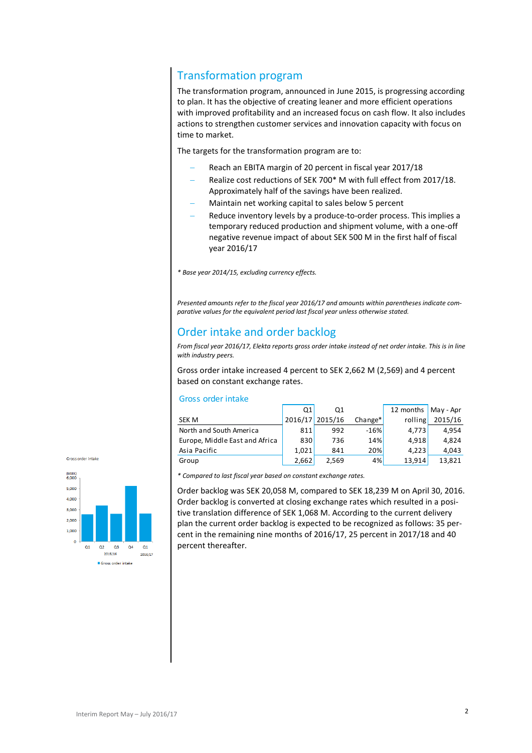## Transformation program

The transformation program, announced in June 2015, is progressing according to plan. It has the objective of creating leaner and more efficient operations with improved profitability and an increased focus on cash flow. It also includes actions to strengthen customer services and innovation capacity with focus on time to market.

The targets for the transformation program are to:

- Reach an EBITA margin of 20 percent in fiscal year 2017/18
- Realize cost reductions of SEK 700* M with full effect from 2017/18. Approximately half of the savings have been realized.
- Maintain net working capital to sales below 5 percent
- Reduce inventory levels by a produce-to-order process. This implies a temporary reduced production and shipment volume, with a one-off negative revenue impact of about SEK 500 M in the first half of fiscal year 2016/17

*\* Base year 2014/15, excluding currency effects.*

*Presented amounts refer to the fiscal year 2016/17 and amounts within parentheses indicate comparative values for the equivalent period last fiscal year unless otherwise stated.*

## Order intake and order backlog

*From fiscal year 2016/17, Elekta reports gross order intake instead of net order intake. This is in line with industry peers.*

Gross order intake increased 4 percent to SEK 2,662 M (2,569) and 4 percent based on constant exchange rates.

### Gross order intake

| SEK M | Q1 2016/17 | Q1 2015/16 | Change* | 12 months rolling | May - Apr 2015/16 |
|---|---|---|---|---|---|
| North and South America | 811 | 992 | -16% | 4,773 | 4,954 |
| Europe, Middle East and Africa | 830 | 736 | 14% | 4,918 | 4,824 |
| Asia Pacific | 1,021 | 841 | 20% | 4,223 | 4,043 |
| Group | 2,662 | 2,569 | 4% | 13,914 | 13,821 |

*\* Compared to last fiscal year based on constant exchange rates.*

Order backlog was SEK 20,058 M, compared to SEK 18,239 M on April 30, 2016. Order backlog is converted at closing exchange rates which resulted in a positive translation difference of SEK 1,068 M. According to the current delivery plan the current order backlog is expected to be recognized as follows: 35 percent in the remaining nine months of 2016/17, 25 percent in 2017/18 and 40 percent thereafter.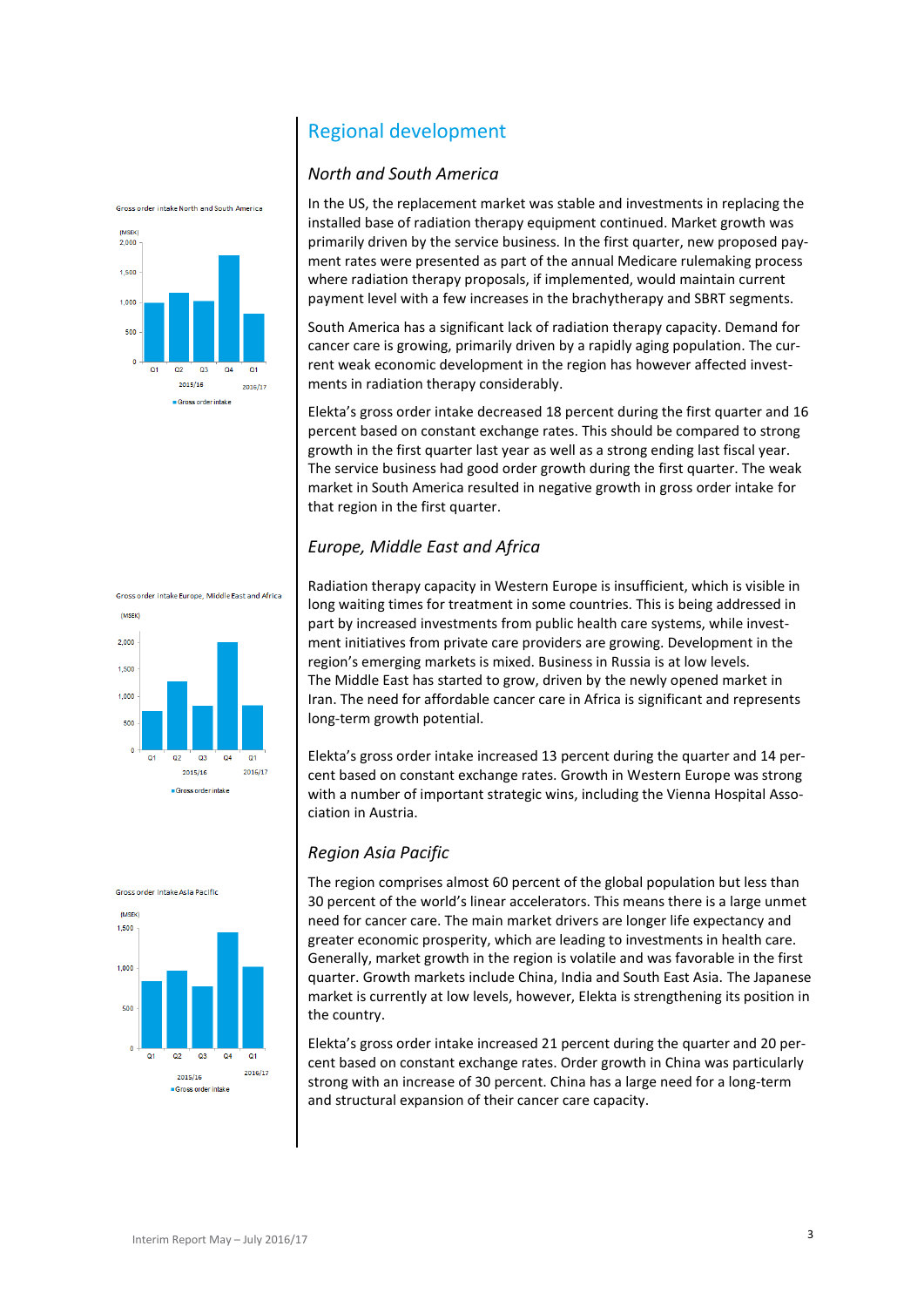## Regional development

### *North and South America*

Gross order intake North and South America

In the US, the replacement market was stable and investments in replacing the installed base of radiation therapy equipment continued. Market growth was primarily driven by the service business. In the first quarter, new proposed payment rates were presented as part of the annual Medicare rulemaking process where radiation therapy proposals, if implemented, would maintain current payment level with a few increases in the brachytherapy and SBRT segments.

South America has a significant lack of radiation therapy capacity. Demand for cancer care is growing, primarily driven by a rapidly aging population. The current weak economic development in the region has however affected investments in radiation therapy considerably.

Elekta's gross order intake decreased 18 percent during the first quarter and 16 percent based on constant exchange rates. This should be compared to strong growth in the first quarter last year as well as a strong ending last fiscal year. The service business had good order growth during the first quarter. The weak market in South America resulted in negative growth in gross order intake for that region in the first quarter.

### *Europe, Middle East and Africa*

Gross order intake Europe, Middle East and Africa

Radiation therapy capacity in Western Europe is insufficient, which is visible in long waiting times for treatment in some countries. This is being addressed in part by increased investments from public health care systems, while investment initiatives from private care providers are growing. Development in the region's emerging markets is mixed. Business in Russia is at low levels.
The Middle East has started to grow, driven by the newly opened market in Iran. The need for affordable cancer care in Africa is significant and represents long-term growth potential.

Elekta's gross order intake increased 13 percent during the quarter and 14 percent based on constant exchange rates. Growth in Western Europe was strong with a number of important strategic wins, including the Vienna Hospital Association in Austria.

### *Region Asia Pacific*

Gross order intake Asia Pacific

The region comprises almost 60 percent of the global population but less than 30 percent of the world's linear accelerators. This means there is a large unmet need for cancer care. The main market drivers are longer life expectancy and greater economic prosperity, which are leading to investments in health care. Generally, market growth in the region is volatile and was favorable in the first quarter. Growth markets include China, India and South East Asia. The Japanese market is currently at low levels, however, Elekta is strengthening its position in the country.

Elekta's gross order intake increased 21 percent during the quarter and 20 percent based on constant exchange rates. Order growth in China was particularly strong with an increase of 30 percent. China has a large need for a long-term and structural expansion of their cancer care capacity.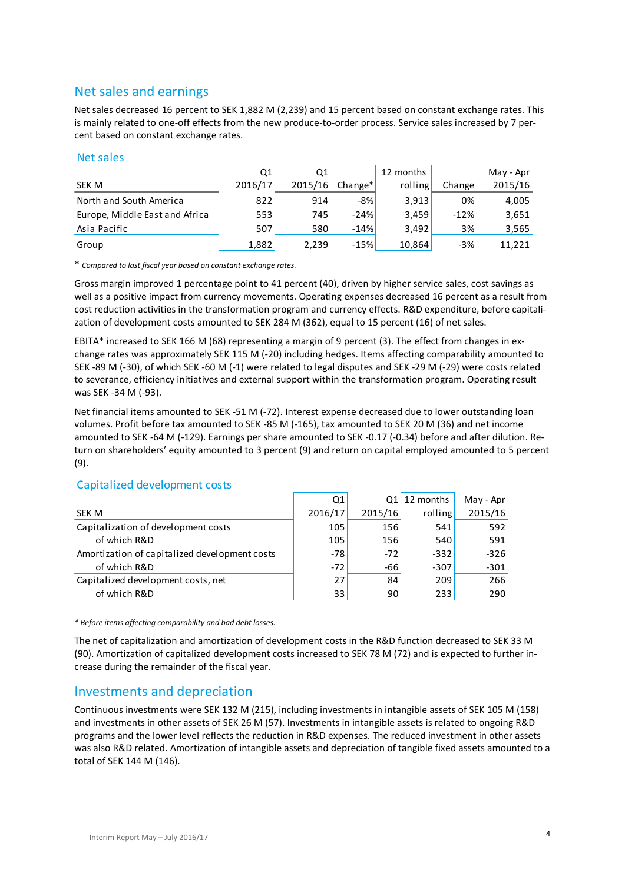## Net sales and earnings

Net sales decreased 16 percent to SEK 1,882 M (2,239) and 15 percent based on constant exchange rates. This is mainly related to one-off effects from the new produce-to-order process. Service sales increased by 7 percent based on constant exchange rates.

### Net sales

| SEK M | Q1 2016/17 | Q1 2015/16 | Change* | 12 months rolling | Change | May - Apr 2015/16 |
|---|---|---|---|---|---|---|
| North and South America | 822 | 914 | -8% | 3,913 | 0% | 4,005 |
| Europe, Middle East and Africa | 553 | 745 | -24% | 3,459 | -12% | 3,651 |
| Asia Pacific | 507 | 580 | -14% | 3,492 | 3% | 3,565 |
| Group | 1,882 | 2,239 | -15% | 10,864 | -3% | 11,221 |

\* *Compared to last fiscal year based on constant exchange rates.*

Gross margin improved 1 percentage point to 41 percent (40), driven by higher service sales, cost savings as well as a positive impact from currency movements. Operating expenses decreased 16 percent as a result from cost reduction activities in the transformation program and currency effects. R&D expenditure, before capitalization of development costs amounted to SEK 284 M (362), equal to 15 percent (16) of net sales.

EBITA* increased to SEK 166 M (68) representing a margin of 9 percent (3). The effect from changes in exchange rates was approximately SEK 115 M (-20) including hedges. Items affecting comparability amounted to SEK -89 M (-30), of which SEK -60 M (-1) were related to legal disputes and SEK -29 M (-29) were costs related to severance, efficiency initiatives and external support within the transformation program. Operating result was SEK -34 M (-93).

Net financial items amounted to SEK -51 M (-72). Interest expense decreased due to lower outstanding loan volumes. Profit before tax amounted to SEK -85 M (-165), tax amounted to SEK 20 M (36) and net income amounted to SEK -64 M (-129). Earnings per share amounted to SEK -0.17 (-0.34) before and after dilution. Return on shareholders' equity amounted to 3 percent (9) and return on capital employed amounted to 5 percent (9).

### Capitalized development costs

| SEK M | Q1 2016/17 | Q1 2015/16 | 12 months rolling | May - Apr 2015/16 |
|---|---|---|---|---|
| Capitalization of development costs | 105 | 156 | 541 | 592 |
| of which R&D | 105 | 156 | 540 | 591 |
| Amortization of capitalized development costs | -78 | -72 | -332 | -326 |
| of which R&D | -72 | -66 | -307 | -301 |
| Capitalized development costs, net | 27 | 84 | 209 | 266 |
| of which R&D | 33 | 90 | 233 | 290 |

*\* Before items affecting comparability and bad debt losses.*

The net of capitalization and amortization of development costs in the R&D function decreased to SEK 33 M (90). Amortization of capitalized development costs increased to SEK 78 M (72) and is expected to further increase during the remainder of the fiscal year.

## Investments and depreciation

Continuous investments were SEK 132 M (215), including investments in intangible assets of SEK 105 M (158) and investments in other assets of SEK 26 M (57). Investments in intangible assets is related to ongoing R&D programs and the lower level reflects the reduction in R&D expenses. The reduced investment in other assets was also R&D related. Amortization of intangible assets and depreciation of tangible fixed assets amounted to a total of SEK 144 M (146).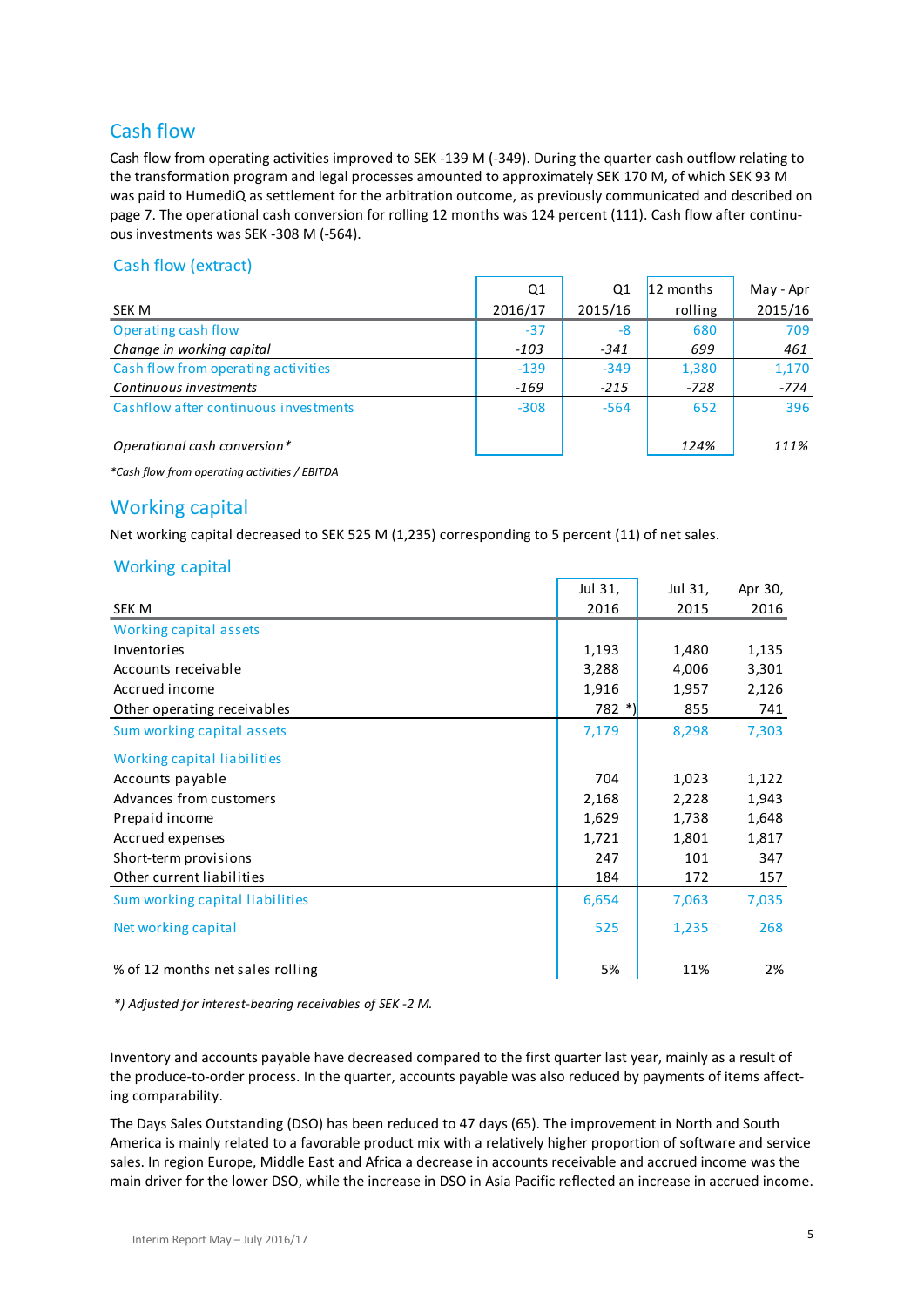## Cash flow

Cash flow from operating activities improved to SEK -139 M (-349). During the quarter cash outflow relating to the transformation program and legal processes amounted to approximately SEK 170 M, of which SEK 93 M was paid to HumediQ as settlement for the arbitration outcome, as previously communicated and described on page 7. The operational cash conversion for rolling 12 months was 124 percent (111). Cash flow after continuous investments was SEK -308 M (-564).

### Cash flow (extract)

| SEK M | Q1 2016/17 | Q1 2015/16 | 12 months rolling | May - Apr 2015/16 |
|---|---|---|---|---|
| Operating cash flow | -37 | -8 | 680 | 709 |
| *Change in working capital* | *-103* | *-341* | *699* | *461* |
| Cash flow from operating activities | -139 | -349 | 1,380 | 1,170 |
| *Continuous investments* | *-169* | *-215* | *-728* | *-774* |
| Cashflow after continuous investments | -308 | -564 | 652 | 396 |
| | | | | |
| *Operational cash conversion** | | | *124%* | *111%* |

*\*Cash flow from operating activities / EBITDA*

## Working capital

Net working capital decreased to SEK 525 M (1,235) corresponding to 5 percent (11) of net sales.

### Working capital

| SEK M | Jul 31, 2016 | Jul 31, 2015 | Apr 30, 2016 |
|---|---|---|---|
| Working capital assets | | | |
| Inventories | 1,193 | 1,480 | 1,135 |
| Accounts receivable | 3,288 | 4,006 | 3,301 |
| Accrued income | 1,916 | 1,957 | 2,126 |
| Other operating receivables | 782 *) | 855 | 741 |
| Sum working capital assets | 7,179 | 8,298 | 7,303 |
| Working capital liabilities | | | |
| Accounts payable | 704 | 1,023 | 1,122 |
| Advances from customers | 2,168 | 2,228 | 1,943 |
| Prepaid income | 1,629 | 1,738 | 1,648 |
| Accrued expenses | 1,721 | 1,801 | 1,817 |
| Short-term provisions | 247 | 101 | 347 |
| Other current liabilities | 184 | 172 | 157 |
| Sum working capital liabilities | 6,654 | 7,063 | 7,035 |
| Net working capital | 525 | 1,235 | 268 |
| | | | |
| % of 12 months net sales rolling | 5% | 11% | 2% |

*\*) Adjusted for interest-bearing receivables of SEK -2 M.*

Inventory and accounts payable have decreased compared to the first quarter last year, mainly as a result of the produce-to-order process. In the quarter, accounts payable was also reduced by payments of items affecting comparability.

The Days Sales Outstanding (DSO) has been reduced to 47 days (65). The improvement in North and South America is mainly related to a favorable product mix with a relatively higher proportion of software and service sales. In region Europe, Middle East and Africa a decrease in accounts receivable and accrued income was the main driver for the lower DSO, while the increase in DSO in Asia Pacific reflected an increase in accrued income.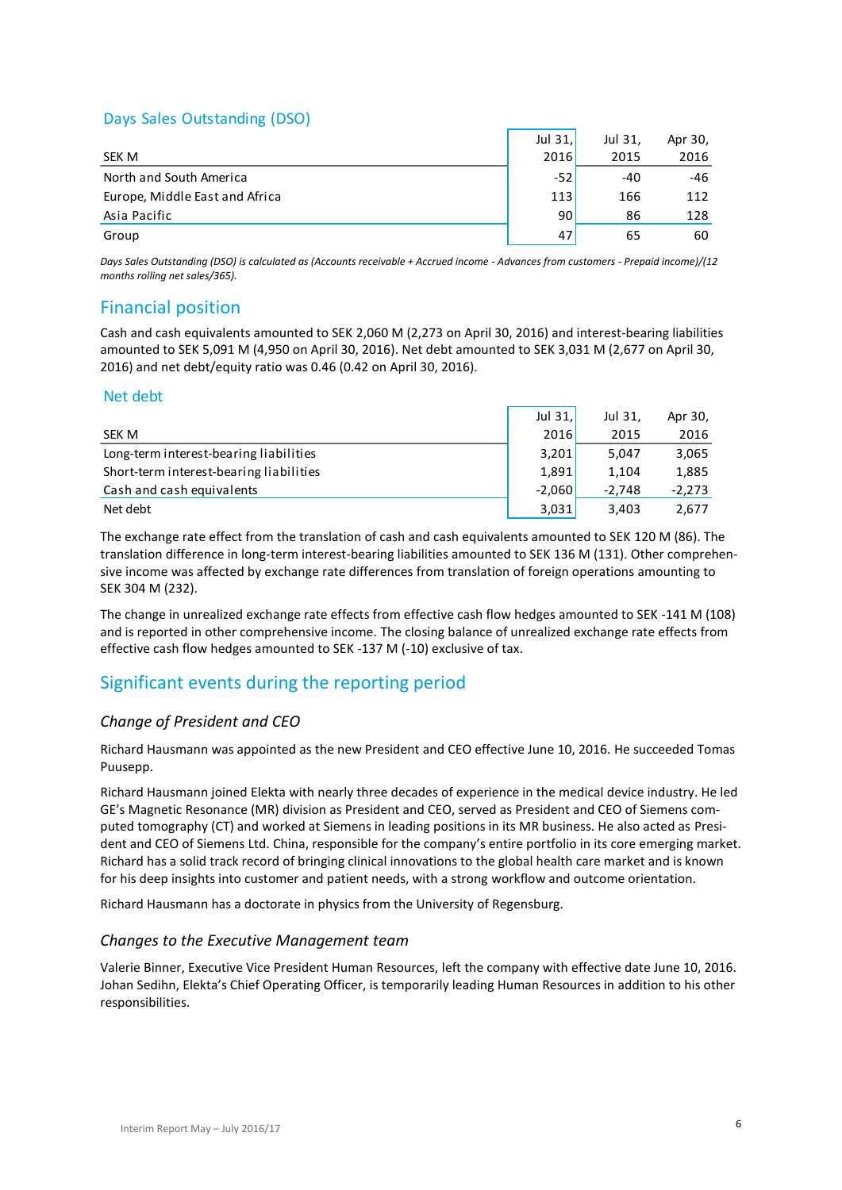## Days Sales Outstanding (DSO)

| SEK M | Jul 31, 2016 | Jul 31, 2015 | Apr 30, 2016 |
|---|---|---|---|
| North and South America | -52 | -40 | -46 |
| Europe, Middle East and Africa | 113 | 166 | 112 |
| Asia Pacific | 90 | 86 | 128 |
| Group | 47 | 65 | 60 |

*Days Sales Outstanding (DSO) is calculated as (Accounts receivable + Accrued income - Advances from customers - Prepaid income)/(12 months rolling net sales/365).*

# Financial position

Cash and cash equivalents amounted to SEK 2,060 M (2,273 on April 30, 2016) and interest-bearing liabilities amounted to SEK 5,091 M (4,950 on April 30, 2016). Net debt amounted to SEK 3,031 M (2,677 on April 30, 2016) and net debt/equity ratio was 0.46 (0.42 on April 30, 2016).

## Net debt

| SEK M | Jul 31, 2016 | Jul 31, 2015 | Apr 30, 2016 |
|---|---|---|---|
| Long-term interest-bearing liabilities | 3,201 | 5,047 | 3,065 |
| Short-term interest-bearing liabilities | 1,891 | 1,104 | 1,885 |
| Cash and cash equivalents | -2,060 | -2,748 | -2,273 |
| Net debt | 3,031 | 3,403 | 2,677 |

The exchange rate effect from the translation of cash and cash equivalents amounted to SEK 120 M (86). The translation difference in long-term interest-bearing liabilities amounted to SEK 136 M (131). Other comprehensive income was affected by exchange rate differences from translation of foreign operations amounting to SEK 304 M (232).

The change in unrealized exchange rate effects from effective cash flow hedges amounted to SEK -141 M (108) and is reported in other comprehensive income. The closing balance of unrealized exchange rate effects from effective cash flow hedges amounted to SEK -137 M (-10) exclusive of tax.

# Significant events during the reporting period

### *Change of President and CEO*

Richard Hausmann was appointed as the new President and CEO effective June 10, 2016. He succeeded Tomas Puusepp.

Richard Hausmann joined Elekta with nearly three decades of experience in the medical device industry. He led GE's Magnetic Resonance (MR) division as President and CEO, served as President and CEO of Siemens computed tomography (CT) and worked at Siemens in leading positions in its MR business. He also acted as President and CEO of Siemens Ltd. China, responsible for the company's entire portfolio in its core emerging market. Richard has a solid track record of bringing clinical innovations to the global health care market and is known for his deep insights into customer and patient needs, with a strong workflow and outcome orientation.

Richard Hausmann has a doctorate in physics from the University of Regensburg.

### *Changes to the Executive Management team*

Valerie Binner, Executive Vice President Human Resources, left the company with effective date June 10, 2016. Johan Sedihn, Elekta's Chief Operating Officer, is temporarily leading Human Resources in addition to his other responsibilities.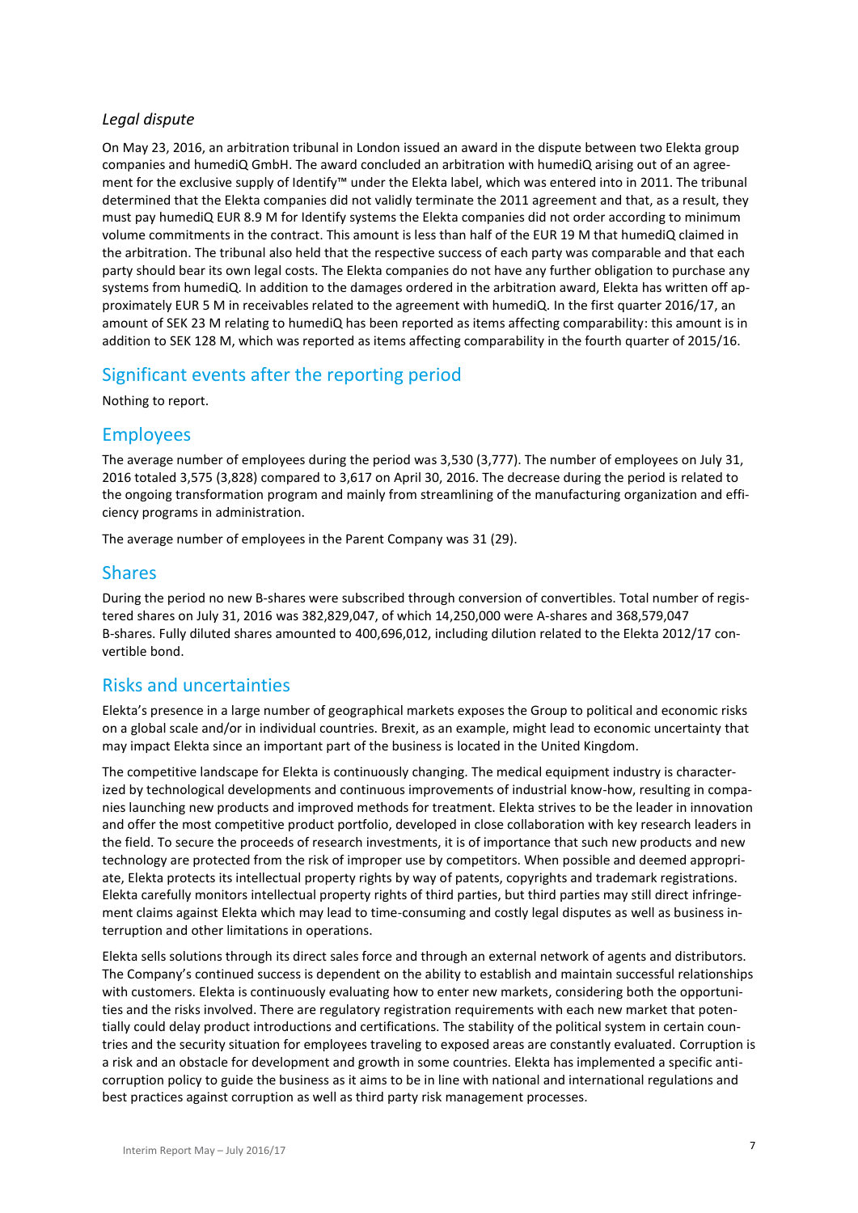### *Legal dispute*

On May 23, 2016, an arbitration tribunal in London issued an award in the dispute between two Elekta group companies and humediQ GmbH. The award concluded an arbitration with humediQ arising out of an agreement for the exclusive supply of Identify™ under the Elekta label, which was entered into in 2011. The tribunal determined that the Elekta companies did not validly terminate the 2011 agreement and that, as a result, they must pay humediQ EUR 8.9 M for Identify systems the Elekta companies did not order according to minimum volume commitments in the contract. This amount is less than half of the EUR 19 M that humediQ claimed in the arbitration. The tribunal also held that the respective success of each party was comparable and that each party should bear its own legal costs. The Elekta companies do not have any further obligation to purchase any systems from humediQ. In addition to the damages ordered in the arbitration award, Elekta has written off approximately EUR 5 M in receivables related to the agreement with humediQ. In the first quarter 2016/17, an amount of SEK 23 M relating to humediQ has been reported as items affecting comparability: this amount is in addition to SEK 128 M, which was reported as items affecting comparability in the fourth quarter of 2015/16.

## Significant events after the reporting period

Nothing to report.

## Employees

The average number of employees during the period was 3,530 (3,777). The number of employees on July 31, 2016 totaled 3,575 (3,828) compared to 3,617 on April 30, 2016. The decrease during the period is related to the ongoing transformation program and mainly from streamlining of the manufacturing organization and efficiency programs in administration.

The average number of employees in the Parent Company was 31 (29).

## Shares

During the period no new B-shares were subscribed through conversion of convertibles. Total number of registered shares on July 31, 2016 was 382,829,047, of which 14,250,000 were A-shares and 368,579,047 B-shares. Fully diluted shares amounted to 400,696,012, including dilution related to the Elekta 2012/17 convertible bond.

## Risks and uncertainties

Elekta's presence in a large number of geographical markets exposes the Group to political and economic risks on a global scale and/or in individual countries. Brexit, as an example, might lead to economic uncertainty that may impact Elekta since an important part of the business is located in the United Kingdom.

The competitive landscape for Elekta is continuously changing. The medical equipment industry is characterized by technological developments and continuous improvements of industrial know-how, resulting in companies launching new products and improved methods for treatment. Elekta strives to be the leader in innovation and offer the most competitive product portfolio, developed in close collaboration with key research leaders in the field. To secure the proceeds of research investments, it is of importance that such new products and new technology are protected from the risk of improper use by competitors. When possible and deemed appropriate, Elekta protects its intellectual property rights by way of patents, copyrights and trademark registrations. Elekta carefully monitors intellectual property rights of third parties, but third parties may still direct infringement claims against Elekta which may lead to time-consuming and costly legal disputes as well as business interruption and other limitations in operations.

Elekta sells solutions through its direct sales force and through an external network of agents and distributors. The Company's continued success is dependent on the ability to establish and maintain successful relationships with customers. Elekta is continuously evaluating how to enter new markets, considering both the opportunities and the risks involved. There are regulatory registration requirements with each new market that potentially could delay product introductions and certifications. The stability of the political system in certain countries and the security situation for employees traveling to exposed areas are constantly evaluated. Corruption is a risk and an obstacle for development and growth in some countries. Elekta has implemented a specific anti-corruption policy to guide the business as it aims to be in line with national and international regulations and best practices against corruption as well as third party risk management processes.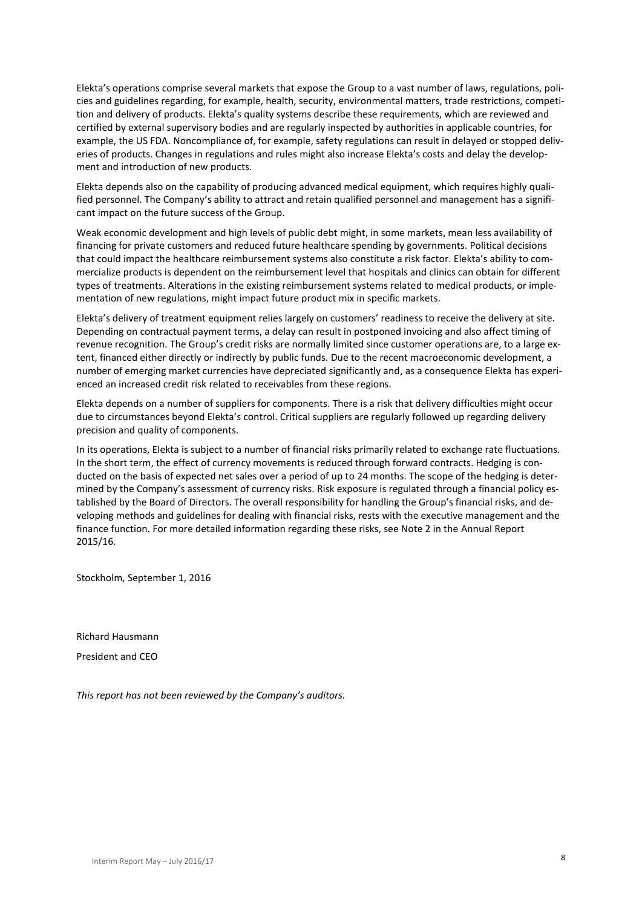Elekta's operations comprise several markets that expose the Group to a vast number of laws, regulations, policies and guidelines regarding, for example, health, security, environmental matters, trade restrictions, competition and delivery of products. Elekta's quality systems describe these requirements, which are reviewed and certified by external supervisory bodies and are regularly inspected by authorities in applicable countries, for example, the US FDA. Noncompliance of, for example, safety regulations can result in delayed or stopped deliveries of products. Changes in regulations and rules might also increase Elekta's costs and delay the development and introduction of new products.

Elekta depends also on the capability of producing advanced medical equipment, which requires highly qualified personnel. The Company's ability to attract and retain qualified personnel and management has a significant impact on the future success of the Group.

Weak economic development and high levels of public debt might, in some markets, mean less availability of financing for private customers and reduced future healthcare spending by governments. Political decisions that could impact the healthcare reimbursement systems also constitute a risk factor. Elekta's ability to commercialize products is dependent on the reimbursement level that hospitals and clinics can obtain for different types of treatments. Alterations in the existing reimbursement systems related to medical products, or implementation of new regulations, might impact future product mix in specific markets.

Elekta's delivery of treatment equipment relies largely on customers' readiness to receive the delivery at site. Depending on contractual payment terms, a delay can result in postponed invoicing and also affect timing of revenue recognition. The Group's credit risks are normally limited since customer operations are, to a large extent, financed either directly or indirectly by public funds. Due to the recent macroeconomic development, a number of emerging market currencies have depreciated significantly and, as a consequence Elekta has experienced an increased credit risk related to receivables from these regions.

Elekta depends on a number of suppliers for components. There is a risk that delivery difficulties might occur due to circumstances beyond Elekta's control. Critical suppliers are regularly followed up regarding delivery precision and quality of components.

In its operations, Elekta is subject to a number of financial risks primarily related to exchange rate fluctuations. In the short term, the effect of currency movements is reduced through forward contracts. Hedging is conducted on the basis of expected net sales over a period of up to 24 months. The scope of the hedging is determined by the Company's assessment of currency risks. Risk exposure is regulated through a financial policy established by the Board of Directors. The overall responsibility for handling the Group's financial risks, and developing methods and guidelines for dealing with financial risks, rests with the executive management and the finance function. For more detailed information regarding these risks, see Note 2 in the Annual Report 2015/16.

Stockholm, September 1, 2016

Richard Hausmann

President and CEO

*This report has not been reviewed by the Company's auditors.*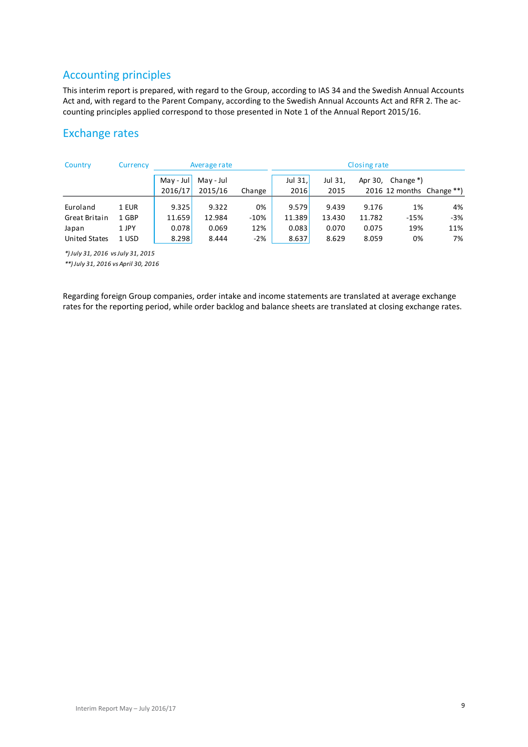## Accounting principles

This interim report is prepared, with regard to the Group, according to IAS 34 and the Swedish Annual Accounts Act and, with regard to the Parent Company, according to the Swedish Annual Accounts Act and RFR 2. The accounting principles applied correspond to those presented in Note 1 of the Annual Report 2015/16.

## Exchange rates

| Country | Currency | Average rate | | | Closing rate | | | | |
|---|---|---|---|---|---|---|---|---|---|
| | | May - Jul 2016/17 | May - Jul 2015/16 | Change | Jul 31, 2016 | Jul 31, 2015 | Apr 30, 2016 | Change *) 12 months | Change **) |
| Euroland | 1 EUR | 9.325 | 9.322 | 0% | 9.579 | 9.439 | 9.176 | 1% | 4% |
| Great Britain | 1 GBP | 11.659 | 12.984 | -10% | 11.389 | 13.430 | 11.782 | -15% | -3% |
| Japan | 1 JPY | 0.078 | 0.069 | 12% | 0.083 | 0.070 | 0.075 | 19% | 11% |
| United States | 1 USD | 8.298 | 8.444 | -2% | 8.637 | 8.629 | 8.059 | 0% | 7% |

*\*) July 31, 2016 vs July 31, 2015*
*\*\*) July 31, 2016 vs April 30, 2016*

Regarding foreign Group companies, order intake and income statements are translated at average exchange rates for the reporting period, while order backlog and balance sheets are translated at closing exchange rates.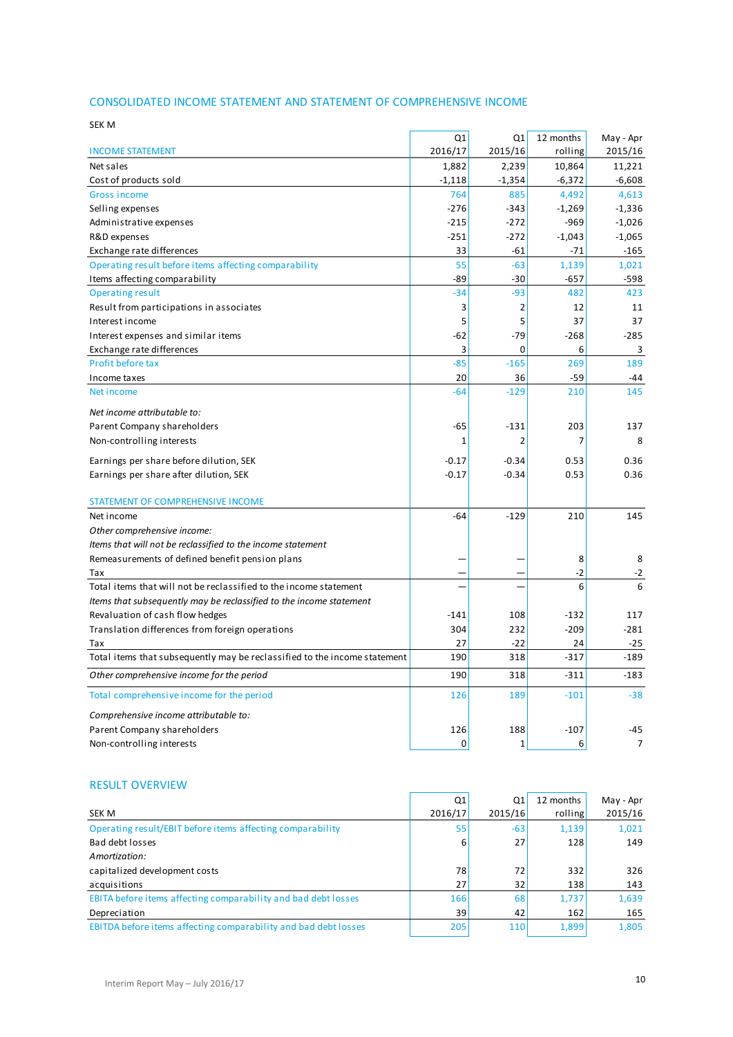## CONSOLIDATED INCOME STATEMENT AND STATEMENT OF COMPREHENSIVE INCOME

SEK M

| INCOME STATEMENT | Q1 2016/17 | Q1 2015/16 | 12 months rolling | May - Apr 2015/16 |
|---|---|---|---|---|
| Net sales | 1,882 | 2,239 | 10,864 | 11,221 |
| Cost of products sold | -1,118 | -1,354 | -6,372 | -6,608 |
| Gross income | 764 | 885 | 4,492 | 4,613 |
| Selling expenses | -276 | -343 | -1,269 | -1,336 |
| Administrative expenses | -215 | -272 | -969 | -1,026 |
| R&D expenses | -251 | -272 | -1,043 | -1,065 |
| Exchange rate differences | 33 | -61 | -71 | -165 |
| Operating result before items affecting comparability | 55 | -63 | 1,139 | 1,021 |
| Items affecting comparability | -89 | -30 | -657 | -598 |
| Operating result | -34 | -93 | 482 | 423 |
| Result from participations in associates | 3 | 2 | 12 | 11 |
| Interest income | 5 | 5 | 37 | 37 |
| Interest expenses and similar items | -62 | -79 | -268 | -285 |
| Exchange rate differences | 3 | 0 | 6 | 3 |
| Profit before tax | -85 | -165 | 269 | 189 |
| Income taxes | 20 | 36 | -59 | -44 |
| Net income | -64 | -129 | 210 | 145 |
| *Net income attributable to:* | | | | |
| Parent Company shareholders | -65 | -131 | 203 | 137 |
| Non-controlling interests | 1 | 2 | 7 | 8 |
| Earnings per share before dilution, SEK | -0.17 | -0.34 | 0.53 | 0.36 |
| Earnings per share after dilution, SEK | -0.17 | -0.34 | 0.53 | 0.36 |

| STATEMENT OF COMPREHENSIVE INCOME | Q1 2016/17 | Q1 2015/16 | 12 months rolling | May - Apr 2015/16 |
|---|---|---|---|---|
| Net income | -64 | -129 | 210 | 145 |
| *Other comprehensive income:* | | | | |
| *Items that will not be reclassified to the income statement* | | | | |
| Remeasurements of defined benefit pension plans | — | — | 8 | 8 |
| Tax | — | — | -2 | -2 |
| Total items that will not be reclassified to the income statement | — | — | 6 | 6 |
| *Items that subsequently may be reclassified to the income statement* | | | | |
| Revaluation of cash flow hedges | -141 | 108 | -132 | 117 |
| Translation differences from foreign operations | 304 | 232 | -209 | -281 |
| Tax | 27 | -22 | 24 | -25 |
| Total items that subsequently may be reclassified to the income statement | 190 | 318 | -317 | -189 |
| *Other comprehensive income for the period* | 190 | 318 | -311 | -183 |
| Total comprehensive income for the period | 126 | 189 | -101 | -38 |
| *Comprehensive income attributable to:* | | | | |
| Parent Company shareholders | 126 | 188 | -107 | -45 |
| Non-controlling interests | 0 | 1 | 6 | 7 |

## RESULT OVERVIEW

| SEK M | Q1 2016/17 | Q1 2015/16 | 12 months rolling | May - Apr 2015/16 |
|---|---|---|---|---|
| Operating result/EBIT before items affecting comparability | 55 | -63 | 1,139 | 1,021 |
| Bad debt losses | 6 | 27 | 128 | 149 |
| *Amortization:* | | | | |
| capitalized development costs | 78 | 72 | 332 | 326 |
| acquisitions | 27 | 32 | 138 | 143 |
| EBITA before items affecting comparability and bad debt losses | 166 | 68 | 1,737 | 1,639 |
| Depreciation | 39 | 42 | 162 | 165 |
| EBITDA before items affecting comparability and bad debt losses | 205 | 110 | 1,899 | 1,805 |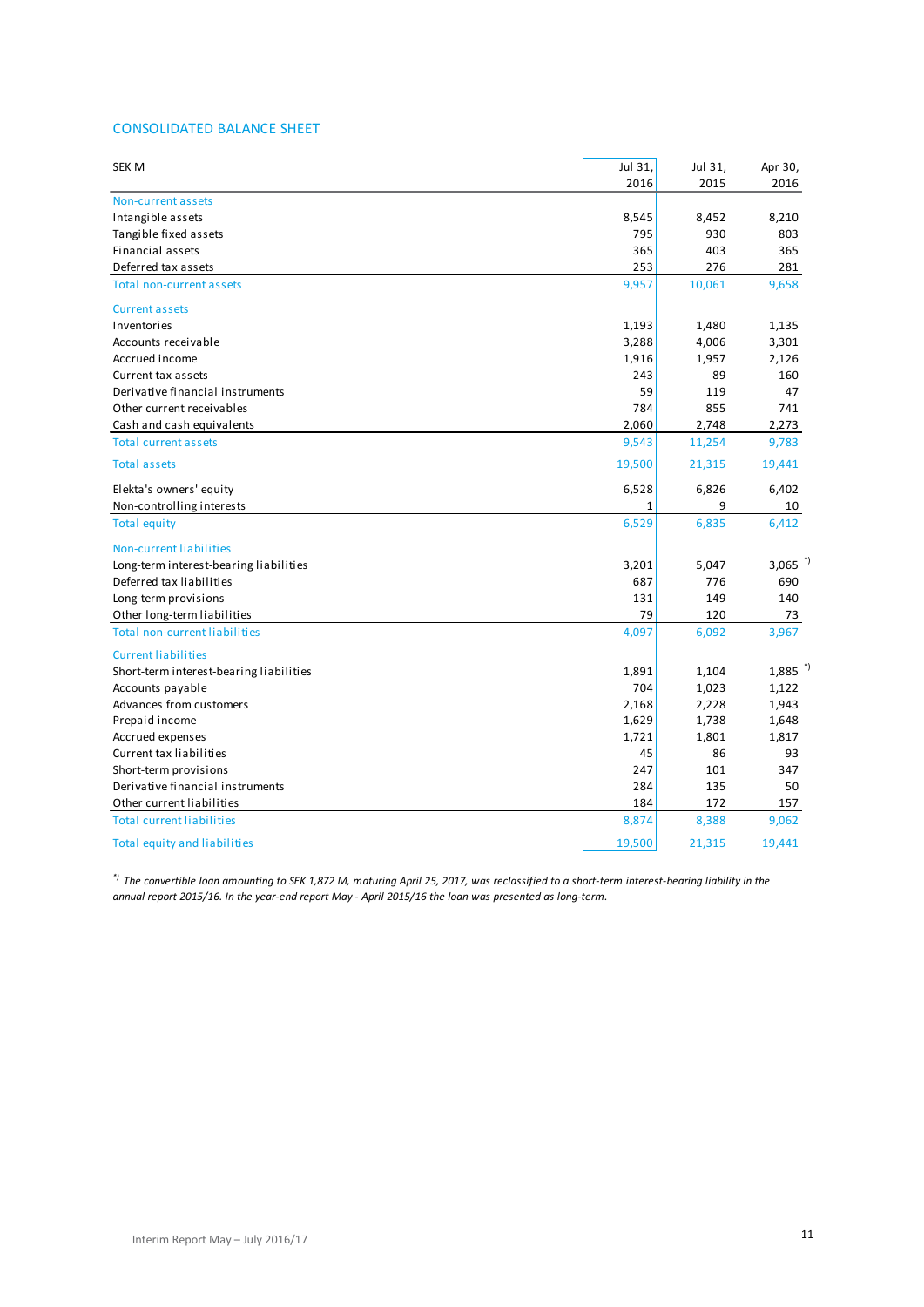## CONSOLIDATED BALANCE SHEET

| SEK M | Jul 31, 2016 | Jul 31, 2015 | Apr 30, 2016 |
|---|---|---|---|
| **Non-current assets** | | | |
| Intangible assets | 8,545 | 8,452 | 8,210 |
| Tangible fixed assets | 795 | 930 | 803 |
| Financial assets | 365 | 403 | 365 |
| Deferred tax assets | 253 | 276 | 281 |
| **Total non-current assets** | 9,957 | 10,061 | 9,658 |
| **Current assets** | | | |
| Inventories | 1,193 | 1,480 | 1,135 |
| Accounts receivable | 3,288 | 4,006 | 3,301 |
| Accrued income | 1,916 | 1,957 | 2,126 |
| Current tax assets | 243 | 89 | 160 |
| Derivative financial instruments | 59 | 119 | 47 |
| Other current receivables | 784 | 855 | 741 |
| Cash and cash equivalents | 2,060 | 2,748 | 2,273 |
| **Total current assets** | 9,543 | 11,254 | 9,783 |
| **Total assets** | 19,500 | 21,315 | 19,441 |
| Elekta's owners' equity | 6,528 | 6,826 | 6,402 |
| Non-controlling interests | 1 | 9 | 10 |
| **Total equity** | 6,529 | 6,835 | 6,412 |
| **Non-current liabilities** | | | |
| Long-term interest-bearing liabilities | 3,201 | 5,047 | 3,065 *) |
| Deferred tax liabilities | 687 | 776 | 690 |
| Long-term provisions | 131 | 149 | 140 |
| Other long-term liabilities | 79 | 120 | 73 |
| **Total non-current liabilities** | 4,097 | 6,092 | 3,967 |
| **Current liabilities** | | | |
| Short-term interest-bearing liabilities | 1,891 | 1,104 | 1,885 *) |
| Accounts payable | 704 | 1,023 | 1,122 |
| Advances from customers | 2,168 | 2,228 | 1,943 |
| Prepaid income | 1,629 | 1,738 | 1,648 |
| Accrued expenses | 1,721 | 1,801 | 1,817 |
| Current tax liabilities | 45 | 86 | 93 |
| Short-term provisions | 247 | 101 | 347 |
| Derivative financial instruments | 284 | 135 | 50 |
| Other current liabilities | 184 | 172 | 157 |
| **Total current liabilities** | 8,874 | 8,388 | 9,062 |
| **Total equity and liabilities** | 19,500 | 21,315 | 19,441 |

*) *The convertible loan amounting to SEK 1,872 M, maturing April 25, 2017, was reclassified to a short-term interest-bearing liability in the annual report 2015/16. In the year-end report May - April 2015/16 the loan was presented as long-term.*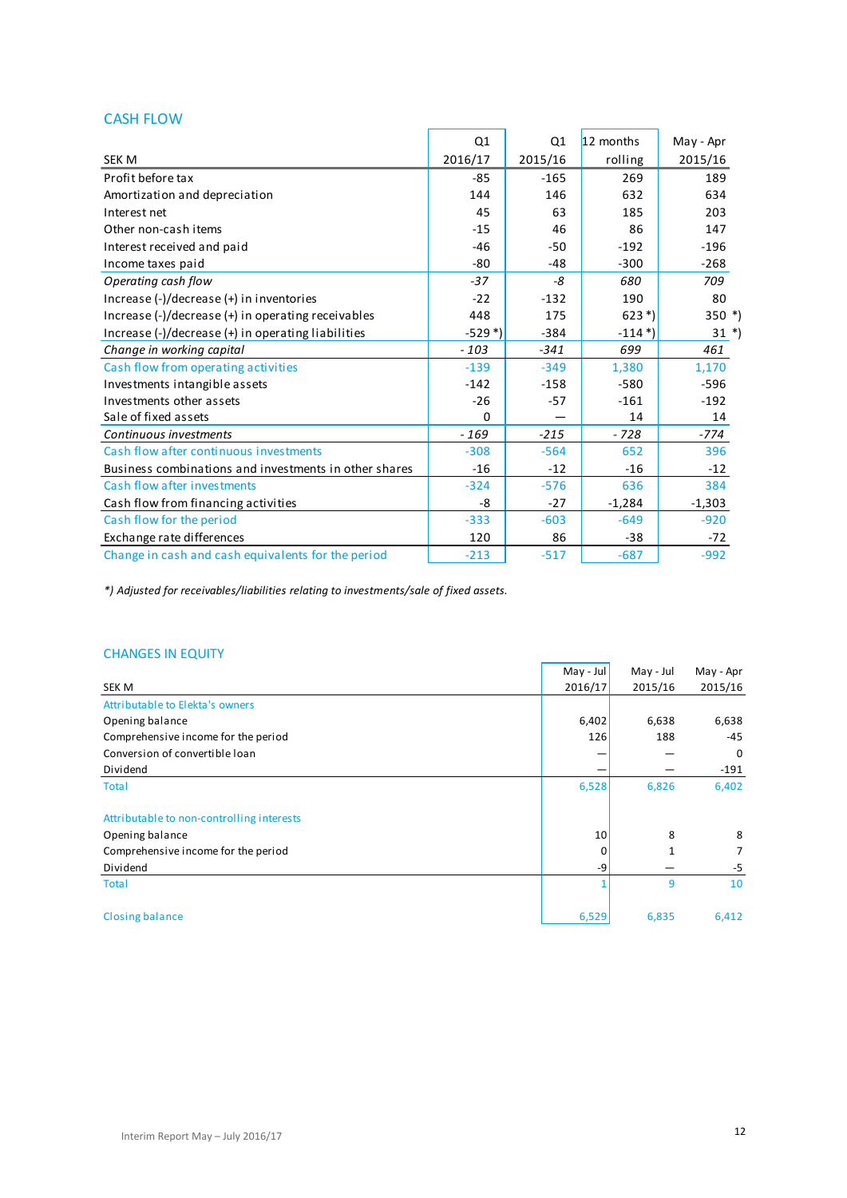## CASH FLOW

| SEK M | Q1 2016/17 | Q1 2015/16 | 12 months rolling | May - Apr 2015/16 |
|---|---|---|---|---|
| Profit before tax | -85 | -165 | 269 | 189 |
| Amortization and depreciation | 144 | 146 | 632 | 634 |
| Interest net | 45 | 63 | 185 | 203 |
| Other non-cash items | -15 | 46 | 86 | 147 |
| Interest received and paid | -46 | -50 | -192 | -196 |
| Income taxes paid | -80 | -48 | -300 | -268 |
| *Operating cash flow* | *-37* | *-8* | *680* | *709* |
| Increase (-)/decrease (+) in inventories | -22 | -132 | 190 | 80 |
| Increase (-)/decrease (+) in operating receivables | 448 | 175 | 623 *) | 350 *) |
| Increase (-)/decrease (+) in operating liabilities | -529 *) | -384 | -114 *) | 31 *) |
| *Change in working capital* | *- 103* | *-341* | *699* | *461* |
| Cash flow from operating activities | -139 | -349 | 1,380 | 1,170 |
| Investments intangible assets | -142 | -158 | -580 | -596 |
| Investments other assets | -26 | -57 | -161 | -192 |
| Sale of fixed assets | 0 | — | 14 | 14 |
| *Continuous investments* | *- 169* | *-215* | *- 728* | *-774* |
| Cash flow after continuous investments | -308 | -564 | 652 | 396 |
| Business combinations and investments in other shares | -16 | -12 | -16 | -12 |
| Cash flow after investments | -324 | -576 | 636 | 384 |
| Cash flow from financing activities | -8 | -27 | -1,284 | -1,303 |
| Cash flow for the period | -333 | -603 | -649 | -920 |
| Exchange rate differences | 120 | 86 | -38 | -72 |
| Change in cash and cash equivalents for the period | -213 | -517 | -687 | -992 |

*\*) Adjusted for receivables/liabilities relating to investments/sale of fixed assets.*

## CHANGES IN EQUITY

| SEK M | May - Jul 2016/17 | May - Jul 2015/16 | May - Apr 2015/16 |
|---|---|---|---|
| Attributable to Elekta's owners | | | |
| Opening balance | 6,402 | 6,638 | 6,638 |
| Comprehensive income for the period | 126 | 188 | -45 |
| Conversion of convertible loan | — | — | 0 |
| Dividend | — | — | -191 |
| Total | 6,528 | 6,826 | 6,402 |
| | | | |
| Attributable to non-controlling interests | | | |
| Opening balance | 10 | 8 | 8 |
| Comprehensive income for the period | 0 | 1 | 7 |
| Dividend | -9 | — | -5 |
| Total | 1 | 9 | 10 |
| | | | |
| Closing balance | 6,529 | 6,835 | 6,412 |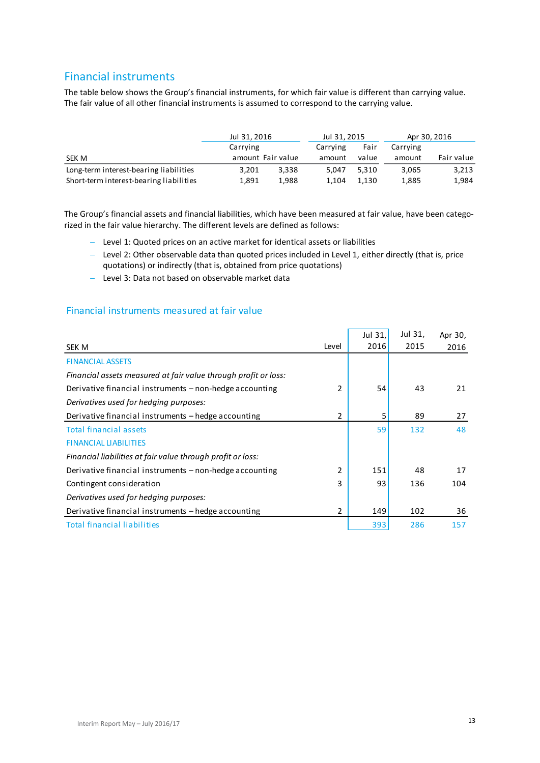## Financial instruments

The table below shows the Group's financial instruments, for which fair value is different than carrying value. The fair value of all other financial instruments is assumed to correspond to the carrying value.

| SEK M | Jul 31, 2016 Carrying amount | Jul 31, 2016 Fair value | Jul 31, 2015 Carrying amount | Jul 31, 2015 Fair value | Apr 30, 2016 Carrying amount | Apr 30, 2016 Fair value |
|---|---|---|---|---|---|---|
| Long-term interest-bearing liabilities | 3,201 | 3,338 | 5,047 | 5,310 | 3,065 | 3,213 |
| Short-term interest-bearing liabilities | 1,891 | 1,988 | 1,104 | 1,130 | 1,885 | 1,984 |

The Group's financial assets and financial liabilities, which have been measured at fair value, have been categorized in the fair value hierarchy. The different levels are defined as follows:

- Level 1: Quoted prices on an active market for identical assets or liabilities
- Level 2: Other observable data than quoted prices included in Level 1, either directly (that is, price quotations) or indirectly (that is, obtained from price quotations)
- Level 3: Data not based on observable market data

### Financial instruments measured at fair value

| SEK M | Level | Jul 31, 2016 | Jul 31, 2015 | Apr 30, 2016 |
|---|---|---|---|---|
| FINANCIAL ASSETS | | | | |
| *Financial assets measured at fair value through profit or loss:* | | | | |
| Derivative financial instruments – non-hedge accounting | 2 | 54 | 43 | 21 |
| *Derivatives used for hedging purposes:* | | | | |
| Derivative financial instruments – hedge accounting | 2 | 5 | 89 | 27 |
| Total financial assets | | 59 | 132 | 48 |
| FINANCIAL LIABILITIES | | | | |
| *Financial liabilities at fair value through profit or loss:* | | | | |
| Derivative financial instruments – non-hedge accounting | 2 | 151 | 48 | 17 |
| Contingent consideration | 3 | 93 | 136 | 104 |
| *Derivatives used for hedging purposes:* | | | | |
| Derivative financial instruments – hedge accounting | 2 | 149 | 102 | 36 |
| Total financial liabilities | | 393 | 286 | 157 |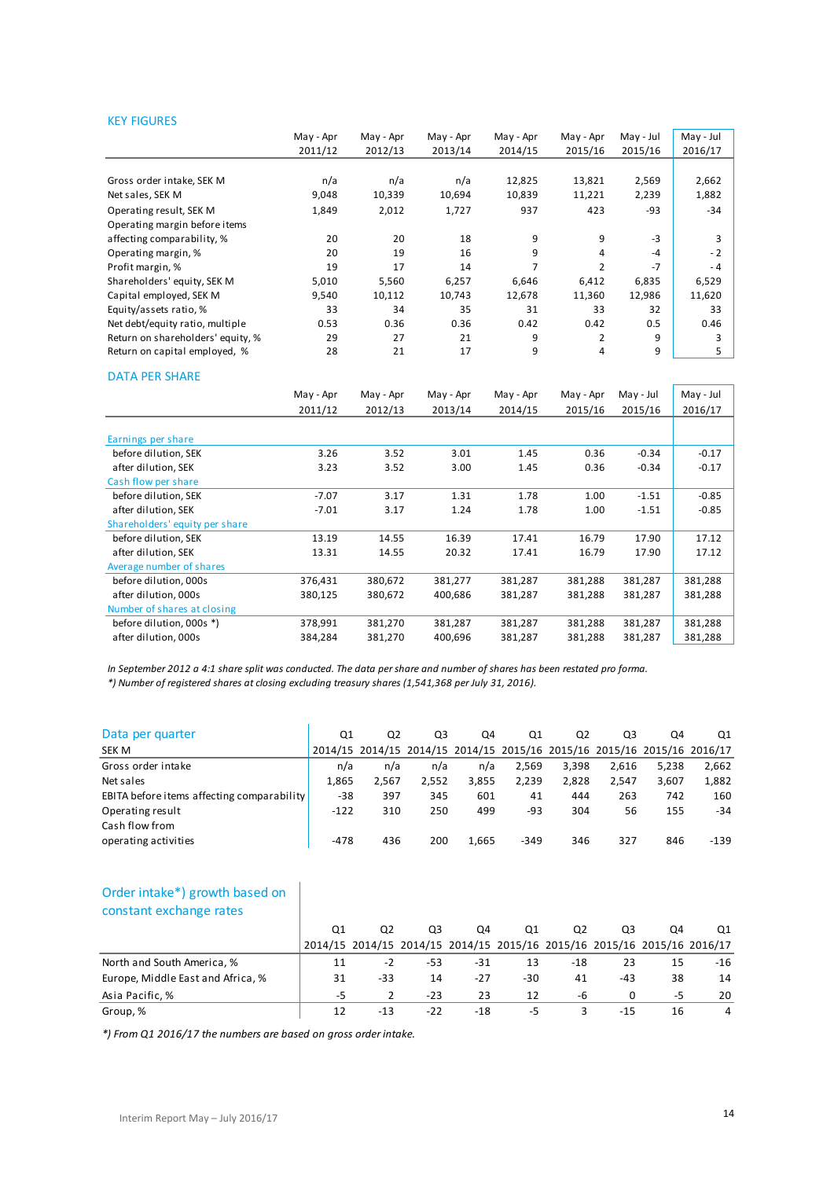## KEY FIGURES

| | May - Apr 2011/12 | May - Apr 2012/13 | May - Apr 2013/14 | May - Apr 2014/15 | May - Apr 2015/16 | May - Jul 2015/16 | May - Jul 2016/17 |
|---|---|---|---|---|---|---|---|
| Gross order intake, SEK M | n/a | n/a | n/a | 12,825 | 13,821 | 2,569 | 2,662 |
| Net sales, SEK M | 9,048 | 10,339 | 10,694 | 10,839 | 11,221 | 2,239 | 1,882 |
| Operating result, SEK M | 1,849 | 2,012 | 1,727 | 937 | 423 | -93 | -34 |
| Operating margin before items affecting comparability, % | 20 | 20 | 18 | 9 | 9 | -3 | 3 |
| Operating margin, % | 20 | 19 | 16 | 9 | 4 | -4 | -2 |
| Profit margin, % | 19 | 17 | 14 | 7 | 2 | -7 | -4 |
| Shareholders' equity, SEK M | 5,010 | 5,560 | 6,257 | 6,646 | 6,412 | 6,835 | 6,529 |
| Capital employed, SEK M | 9,540 | 10,112 | 10,743 | 12,678 | 11,360 | 12,986 | 11,620 |
| Equity/assets ratio, % | 33 | 34 | 35 | 31 | 33 | 32 | 33 |
| Net debt/equity ratio, multiple | 0.53 | 0.36 | 0.36 | 0.42 | 0.42 | 0.5 | 0.46 |
| Return on shareholders' equity, % | 29 | 27 | 21 | 9 | 2 | 9 | 3 |
| Return on capital employed, % | 28 | 21 | 17 | 9 | 4 | 9 | 5 |

## DATA PER SHARE

| | May - Apr 2011/12 | May - Apr 2012/13 | May - Apr 2013/14 | May - Apr 2014/15 | May - Apr 2015/16 | May - Jul 2015/16 | May - Jul 2016/17 |
|---|---|---|---|---|---|---|---|
| **Earnings per share** | | | | | | | |
| before dilution, SEK | 3.26 | 3.52 | 3.01 | 1.45 | 0.36 | -0.34 | -0.17 |
| after dilution, SEK | 3.23 | 3.52 | 3.00 | 1.45 | 0.36 | -0.34 | -0.17 |
| **Cash flow per share** | | | | | | | |
| before dilution, SEK | -7.07 | 3.17 | 1.31 | 1.78 | 1.00 | -1.51 | -0.85 |
| after dilution, SEK | -7.01 | 3.17 | 1.24 | 1.78 | 1.00 | -1.51 | -0.85 |
| **Shareholders' equity per share** | | | | | | | |
| before dilution, SEK | 13.19 | 14.55 | 16.39 | 17.41 | 16.79 | 17.90 | 17.12 |
| after dilution, SEK | 13.31 | 14.55 | 20.32 | 17.41 | 16.79 | 17.90 | 17.12 |
| **Average number of shares** | | | | | | | |
| before dilution, 000s | 376,431 | 380,672 | 381,277 | 381,287 | 381,288 | 381,287 | 381,288 |
| after dilution, 000s | 380,125 | 380,672 | 400,686 | 381,287 | 381,288 | 381,287 | 381,288 |
| **Number of shares at closing** | | | | | | | |
| before dilution, 000s *) | 378,991 | 381,270 | 381,287 | 381,287 | 381,288 | 381,287 | 381,288 |
| after dilution, 000s | 384,284 | 381,270 | 400,696 | 381,287 | 381,288 | 381,287 | 381,288 |

*In September 2012 a 4:1 share split was conducted. The data per share and number of shares has been restated pro forma.*
*\*) Number of registered shares at closing excluding treasury shares (1,541,368 per July 31, 2016).*

## Data per quarter

| SEK M | Q1 2014/15 | Q2 2014/15 | Q3 2014/15 | Q4 2014/15 | Q1 2015/16 | Q2 2015/16 | Q3 2015/16 | Q4 2015/16 | Q1 2016/17 |
|---|---|---|---|---|---|---|---|---|---|
| Gross order intake | n/a | n/a | n/a | n/a | 2,569 | 3,398 | 2,616 | 5,238 | 2,662 |
| Net sales | 1,865 | 2,567 | 2,552 | 3,855 | 2,239 | 2,828 | 2,547 | 3,607 | 1,882 |
| EBITA before items affecting comparability | -38 | 397 | 345 | 601 | 41 | 444 | 263 | 742 | 160 |
| Operating result | -122 | 310 | 250 | 499 | -93 | 304 | 56 | 155 | -34 |
| Cash flow from operating activities | -478 | 436 | 200 | 1,665 | -349 | 346 | 327 | 846 | -139 |

## Order intake*) growth based on constant exchange rates

| | Q1 2014/15 | Q2 2014/15 | Q3 2014/15 | Q4 2014/15 | Q1 2015/16 | Q2 2015/16 | Q3 2015/16 | Q4 2015/16 | Q1 2016/17 |
|---|---|---|---|---|---|---|---|---|---|
| North and South America, % | 11 | -2 | -53 | -31 | 13 | -18 | 23 | 15 | -16 |
| Europe, Middle East and Africa, % | 31 | -33 | 14 | -27 | -30 | 41 | -43 | 38 | 14 |
| Asia Pacific, % | -5 | 2 | -23 | 23 | 12 | -6 | 0 | -5 | 20 |
| Group, % | 12 | -13 | -22 | -18 | -5 | 3 | -15 | 16 | 4 |

*\*) From Q1 2016/17 the numbers are based on gross order intake.*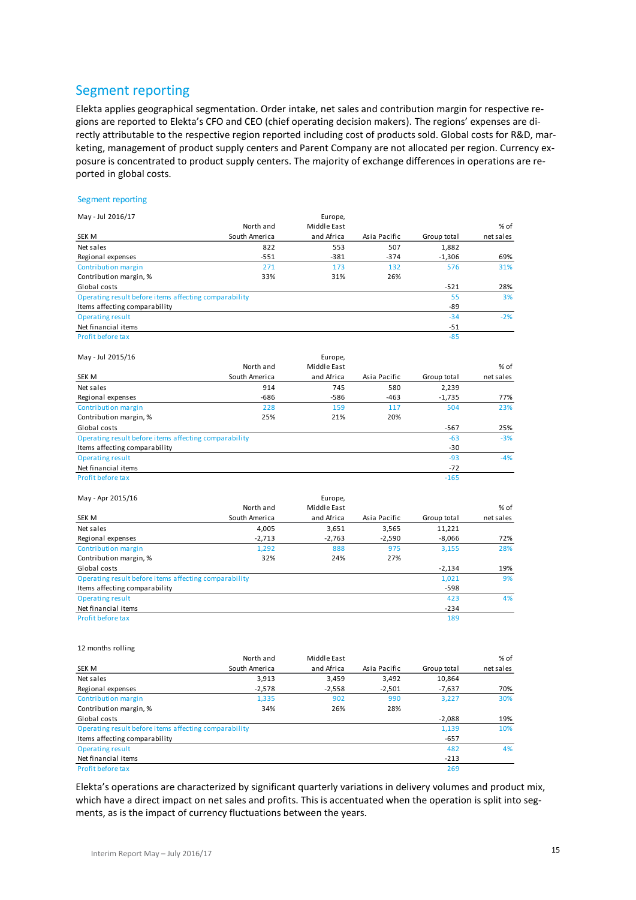## Segment reporting

Elekta applies geographical segmentation. Order intake, net sales and contribution margin for respective regions are reported to Elekta's CFO and CEO (chief operating decision makers). The regions' expenses are directly attributable to the respective region reported including cost of products sold. Global costs for R&D, marketing, management of product supply centers and Parent Company are not allocated per region. Currency exposure is concentrated to product supply centers. The majority of exchange differences in operations are reported in global costs.

### Segment reporting

| May - Jul 2016/17<br>SEK M | North and South America | Europe, Middle East and Africa | Asia Pacific | Group total | % of net sales |
|---|---|---|---|---|---|
| Net sales | 822 | 553 | 507 | 1,882 | |
| Regional expenses | -551 | -381 | -374 | -1,306 | 69% |
| Contribution margin | 271 | 173 | 132 | 576 | 31% |
| Contribution margin, % | 33% | 31% | 26% | | |
| Global costs | | | | -521 | 28% |
| Operating result before items affecting comparability | | | | 55 | 3% |
| Items affecting comparability | | | | -89 | |
| Operating result | | | | -34 | -2% |
| Net financial items | | | | -51 | |
| Profit before tax | | | | -85 | |

| May - Jul 2015/16<br>SEK M | North and South America | Europe, Middle East and Africa | Asia Pacific | Group total | % of net sales |
|---|---|---|---|---|---|
| Net sales | 914 | 745 | 580 | 2,239 | |
| Regional expenses | -686 | -586 | -463 | -1,735 | 77% |
| Contribution margin | 228 | 159 | 117 | 504 | 23% |
| Contribution margin, % | 25% | 21% | 20% | | |
| Global costs | | | | -567 | 25% |
| Operating result before items affecting comparability | | | | -63 | -3% |
| Items affecting comparability | | | | -30 | |
| Operating result | | | | -93 | -4% |
| Net financial items | | | | -72 | |
| Profit before tax | | | | -165 | |

| May - Apr 2015/16<br>SEK M | North and South America | Europe, Middle East and Africa | Asia Pacific | Group total | % of net sales |
|---|---|---|---|---|---|
| Net sales | 4,005 | 3,651 | 3,565 | 11,221 | |
| Regional expenses | -2,713 | -2,763 | -2,590 | -8,066 | 72% |
| Contribution margin | 1,292 | 888 | 975 | 3,155 | 28% |
| Contribution margin, % | 32% | 24% | 27% | | |
| Global costs | | | | -2,134 | 19% |
| Operating result before items affecting comparability | | | | 1,021 | 9% |
| Items affecting comparability | | | | -598 | |
| Operating result | | | | 423 | 4% |
| Net financial items | | | | -234 | |
| Profit before tax | | | | 189 | |

| 12 months rolling<br>SEK M | North and South America | Middle East and Africa | Asia Pacific | Group total | % of net sales |
|---|---|---|---|---|---|
| Net sales | 3,913 | 3,459 | 3,492 | 10,864 | |
| Regional expenses | -2,578 | -2,558 | -2,501 | -7,637 | 70% |
| Contribution margin | 1,335 | 902 | 990 | 3,227 | 30% |
| Contribution margin, % | 34% | 26% | 28% | | |
| Global costs | | | | -2,088 | 19% |
| Operating result before items affecting comparability | | | | 1,139 | 10% |
| Items affecting comparability | | | | -657 | |
| Operating result | | | | 482 | 4% |
| Net financial items | | | | -213 | |
| Profit before tax | | | | 269 | |

Elekta's operations are characterized by significant quarterly variations in delivery volumes and product mix, which have a direct impact on net sales and profits. This is accentuated when the operation is split into segments, as is the impact of currency fluctuations between the years.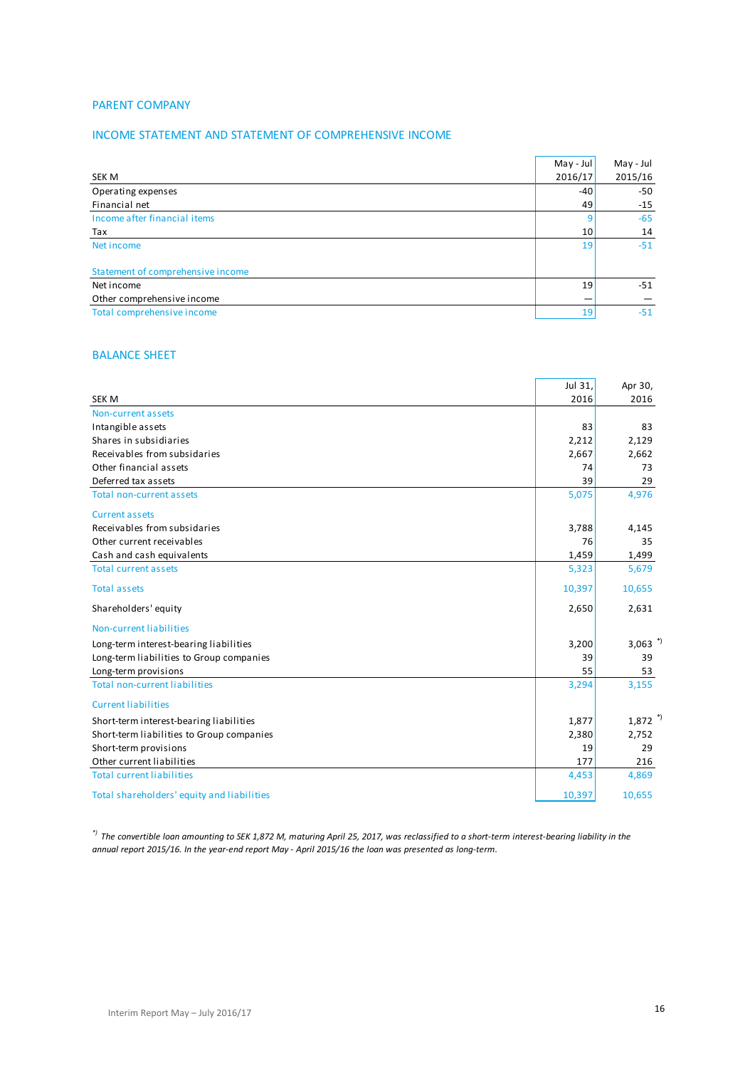## PARENT COMPANY

### INCOME STATEMENT AND STATEMENT OF COMPREHENSIVE INCOME

| SEK M | May - Jul 2016/17 | May - Jul 2015/16 |
|---|---|---|
| Operating expenses | -40 | -50 |
| Financial net | 49 | -15 |
| Income after financial items | 9 | -65 |
| Tax | 10 | 14 |
| Net income | 19 | -51 |
| | | |
| Statement of comprehensive income | | |
| Net income | 19 | -51 |
| Other comprehensive income | — | — |
| Total comprehensive income | 19 | -51 |

### BALANCE SHEET

| SEK M | Jul 31, 2016 | Apr 30, 2016 |
|---|---|---|
| Non-current assets | | |
| Intangible assets | 83 | 83 |
| Shares in subsidiaries | 2,212 | 2,129 |
| Receivables from subsidaries | 2,667 | 2,662 |
| Other financial assets | 74 | 73 |
| Deferred tax assets | 39 | 29 |
| Total non-current assets | 5,075 | 4,976 |
| Current assets | | |
| Receivables from subsidaries | 3,788 | 4,145 |
| Other current receivables | 76 | 35 |
| Cash and cash equivalents | 1,459 | 1,499 |
| Total current assets | 5,323 | 5,679 |
| Total assets | 10,397 | 10,655 |
| Shareholders' equity | 2,650 | 2,631 |
| Non-current liabilities | | |
| Long-term interest-bearing liabilities | 3,200 | 3,063 *) |
| Long-term liabilities to Group companies | 39 | 39 |
| Long-term provisions | 55 | 53 |
| Total non-current liabilities | 3,294 | 3,155 |
| Current liabilities | | |
| Short-term interest-bearing liabilities | 1,877 | 1,872 *) |
| Short-term liabilities to Group companies | 2,380 | 2,752 |
| Short-term provisions | 19 | 29 |
| Other current liabilities | 177 | 216 |
| Total current liabilities | 4,453 | 4,869 |
| Total shareholders' equity and liabilities | 10,397 | 10,655 |

*) *The convertible loan amounting to SEK 1,872 M, maturing April 25, 2017, was reclassified to a short-term interest-bearing liability in the annual report 2015/16. In the year-end report May - April 2015/16 the loan was presented as long-term.*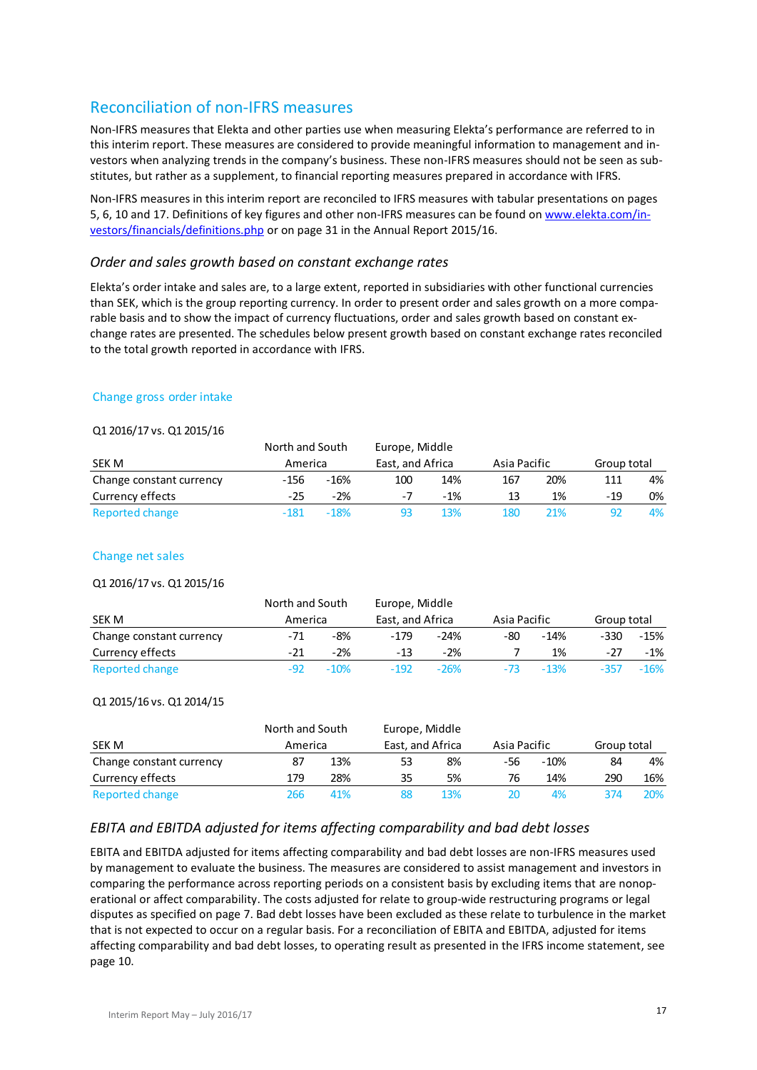## Reconciliation of non-IFRS measures

Non-IFRS measures that Elekta and other parties use when measuring Elekta's performance are referred to in this interim report. These measures are considered to provide meaningful information to management and investors when analyzing trends in the company's business. These non-IFRS measures should not be seen as substitutes, but rather as a supplement, to financial reporting measures prepared in accordance with IFRS.

Non-IFRS measures in this interim report are reconciled to IFRS measures with tabular presentations on pages 5, 6, 10 and 17. Definitions of key figures and other non-IFRS measures can be found on [www.elekta.com/investors/financials/definitions.php](www.elekta.com/investors/financials/definitions.php) or on page 31 in the Annual Report 2015/16.

### *Order and sales growth based on constant exchange rates*

Elekta's order intake and sales are, to a large extent, reported in subsidiaries with other functional currencies than SEK, which is the group reporting currency. In order to present order and sales growth on a more comparable basis and to show the impact of currency fluctuations, order and sales growth based on constant exchange rates are presented. The schedules below present growth based on constant exchange rates reconciled to the total growth reported in accordance with IFRS.

#### Change gross order intake

Q1 2016/17 vs. Q1 2015/16

| SEK M | North and South America | | Europe, Middle East, and Africa | | Asia Pacific | | Group total | |
|---|---|---|---|---|---|---|---|---|
| Change constant currency | -156 | -16% | 100 | 14% | 167 | 20% | 111 | 4% |
| Currency effects | -25 | -2% | -7 | -1% | 13 | 1% | -19 | 0% |
| Reported change | -181 | -18% | 93 | 13% | 180 | 21% | 92 | 4% |

#### Change net sales

Q1 2016/17 vs. Q1 2015/16

| SEK M | North and South America | | Europe, Middle East, and Africa | | Asia Pacific | | Group total | |
|---|---|---|---|---|---|---|---|---|
| Change constant currency | -71 | -8% | -179 | -24% | -80 | -14% | -330 | -15% |
| Currency effects | -21 | -2% | -13 | -2% | 7 | 1% | -27 | -1% |
| Reported change | -92 | -10% | -192 | -26% | -73 | -13% | -357 | -16% |

Q1 2015/16 vs. Q1 2014/15

| SEK M | North and South America | | Europe, Middle East, and Africa | | Asia Pacific | | Group total | |
|---|---|---|---|---|---|---|---|---|
| Change constant currency | 87 | 13% | 53 | 8% | -56 | -10% | 84 | 4% |
| Currency effects | 179 | 28% | 35 | 5% | 76 | 14% | 290 | 16% |
| Reported change | 266 | 41% | 88 | 13% | 20 | 4% | 374 | 20% |

### *EBITA and EBITDA adjusted for items affecting comparability and bad debt losses*

EBITA and EBITDA adjusted for items affecting comparability and bad debt losses are non-IFRS measures used by management to evaluate the business. The measures are considered to assist management and investors in comparing the performance across reporting periods on a consistent basis by excluding items that are nonoperational or affect comparability. The costs adjusted for relate to group-wide restructuring programs or legal disputes as specified on page 7. Bad debt losses have been excluded as these relate to turbulence in the market that is not expected to occur on a regular basis. For a reconciliation of EBITA and EBITDA, adjusted for items affecting comparability and bad debt losses, to operating result as presented in the IFRS income statement, see page 10.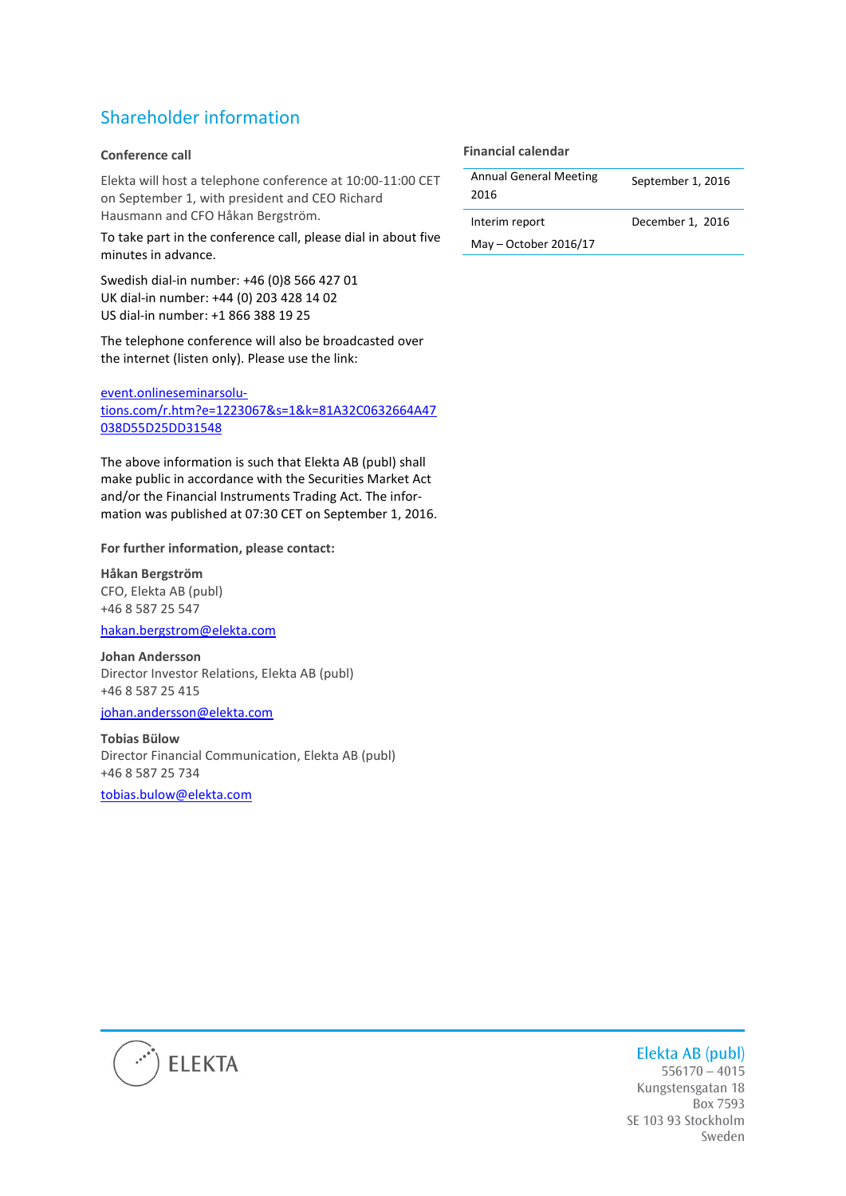## Shareholder information

**Conference call**

Elekta will host a telephone conference at 10:00-11:00 CET on September 1, with president and CEO Richard Hausmann and CFO Håkan Bergström.

To take part in the conference call, please dial in about five minutes in advance.

Swedish dial-in number: +46 (0)8 566 427 01
UK dial-in number: +44 (0) 203 428 14 02
US dial-in number: +1 866 388 19 25

The telephone conference will also be broadcasted over the internet (listen only). Please use the link:

event.onlineseminarsolutions.com/r.htm?e=1223067&s=1&k=81A32C0632664A47038D55D25DD31548

The above information is such that Elekta AB (publ) shall make public in accordance with the Securities Market Act and/or the Financial Instruments Trading Act. The information was published at 07:30 CET on September 1, 2016.

**For further information, please contact:**

**Håkan Bergström**
CFO, Elekta AB (publ)
+46 8 587 25 547
hakan.bergstrom@elekta.com

**Johan Andersson**
Director Investor Relations, Elekta AB (publ)
+46 8 587 25 415
johan.andersson@elekta.com

**Tobias Bülow**
Director Financial Communication, Elekta AB (publ)
+46 8 587 25 734
tobias.bulow@elekta.com

**Financial calendar**

| | |
|---|---|
| Annual General Meeting 2016 | September 1, 2016 |
| Interim report May – October 2016/17 | December 1, 2016 |

Elekta AB (publ)
556170 – 4015
Kungstensgatan 18
Box 7593
SE 103 93 Stockholm
Sweden